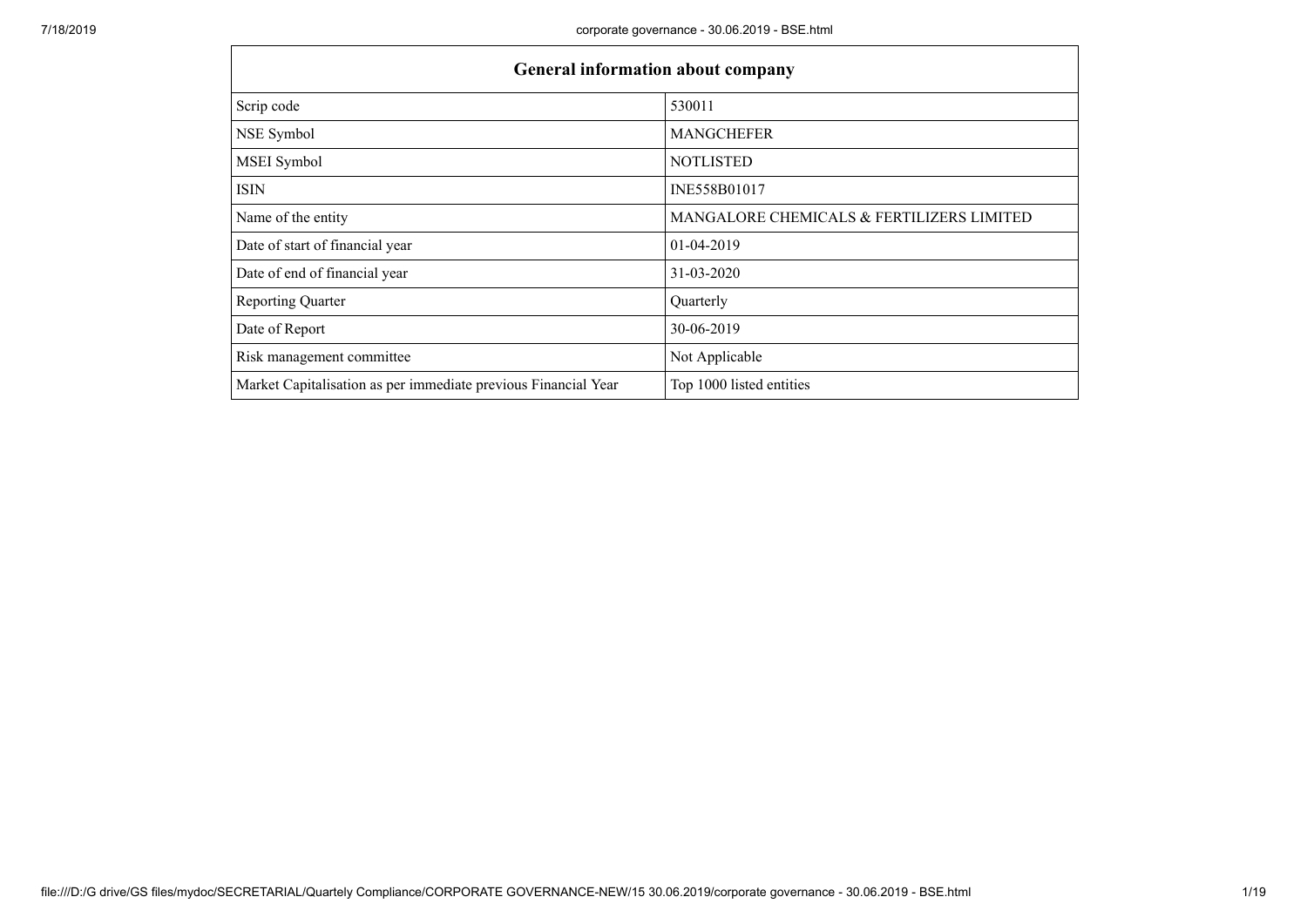| General information about company | |
|---|---|
| Scrip code | 530011 |
| NSE Symbol | MANGCHEFER |
| MSEI Symbol | NOTLISTED |
| ISIN | INE558B01017 |
| Name of the entity | MANGALORE CHEMICALS & FERTILIZERS LIMITED |
| Date of start of financial year | 01-04-2019 |
| Date of end of financial year | 31-03-2020 |
| Reporting Quarter | Quarterly |
| Date of Report | 30-06-2019 |
| Risk management committee | Not Applicable |
| Market Capitalisation as per immediate previous Financial Year | Top 1000 listed entities |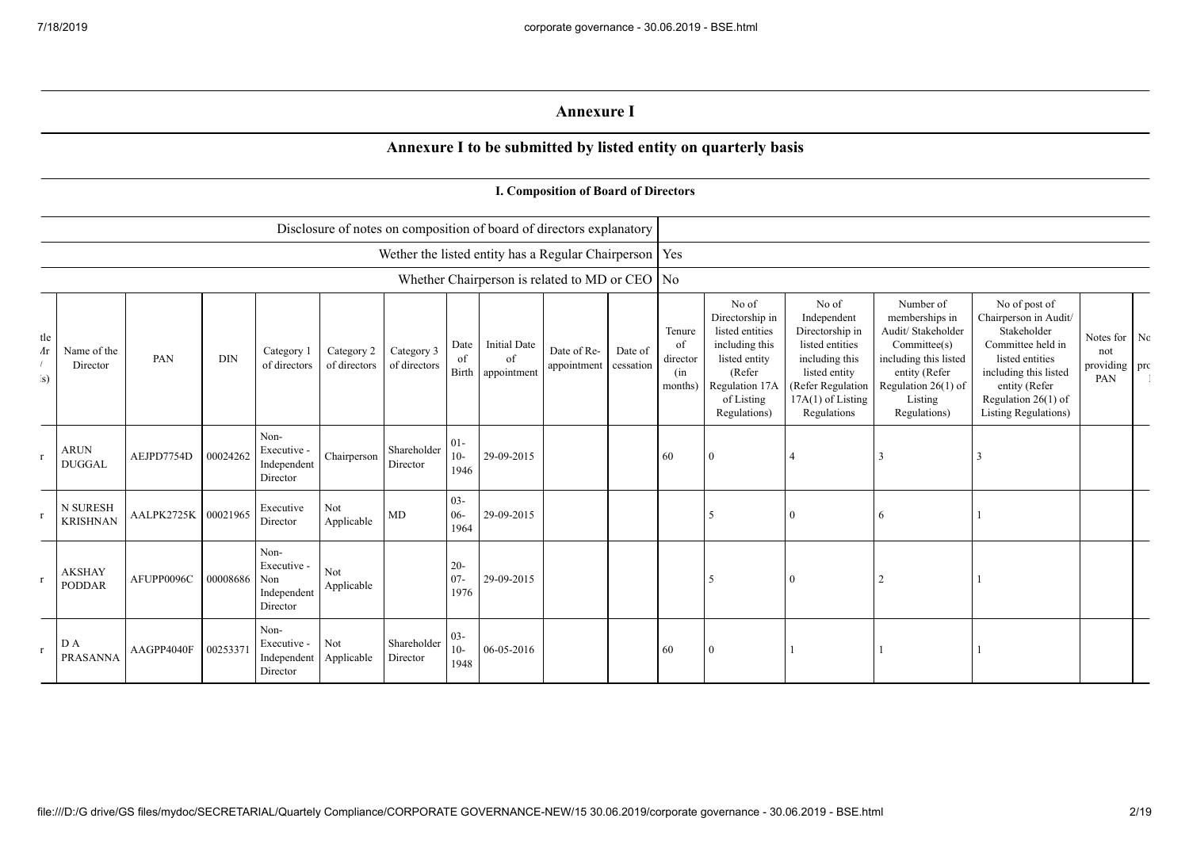# Annexure I

## Annexure I to be submitted by listed entity on quarterly basis

### I. Composition of Board of Directors

| | |
|---|---|
| Disclosure of notes on composition of board of directors explanatory | |
| Wether the listed entity has a Regular Chairperson | Yes |
| Whether Chairperson is related to MD or CEO | No |

| tle Mr / (s) | Name of the Director | PAN | DIN | Category 1 of directors | Category 2 of directors | Category 3 of directors | Date of Birth | Initial Date of appointment | Date of Re-appointment | Date of cessation | Tenure of director (in months) | No of Directorship in listed entities including this listed entity (Refer Regulation 17A of Listing Regulations) | No of Independent Directorship in listed entities including this listed entity (Refer Regulation 17A(1) of Listing Regulations | Number of memberships in Audit/ Stakeholder Committee(s) including this listed entity (Refer Regulation 26(1) of Listing Regulations) | No of post of Chairperson in Audit/ Stakeholder Committee held in listed entities including this listed entity (Refer Regulation 26(1) of Listing Regulations) | Notes for not providing PAN | No pro |
|---|---|---|---|---|---|---|---|---|---|---|---|---|---|---|---|---|---|
| r | ARUN DUGGAL | AEJPD7754D | 00024262 | Non-Executive - Independent Director | Chairperson | Shareholder Director | 01-10-1946 | 29-09-2015 | | | 60 | 0 | 4 | 3 | 3 | | |
| r | N SURESH KRISHNAN | AALPK2725K | 00021965 | Executive Director | Not Applicable | MD | 03-06-1964 | 29-09-2015 | | | | 5 | 0 | 6 | 1 | | |
| r | AKSHAY PODDAR | AFUPP0096C | 00008686 | Non-Executive - Non Independent Director | Not Applicable | | 20-07-1976 | 29-09-2015 | | | | 5 | 0 | 2 | 1 | | |
| r | D A PRASANNA | AAGPP4040F | 00253371 | Non-Executive - Independent Director | Not Applicable | Shareholder Director | 03-10-1948 | 06-05-2016 | | | 60 | 0 | 1 | 1 | 1 | | |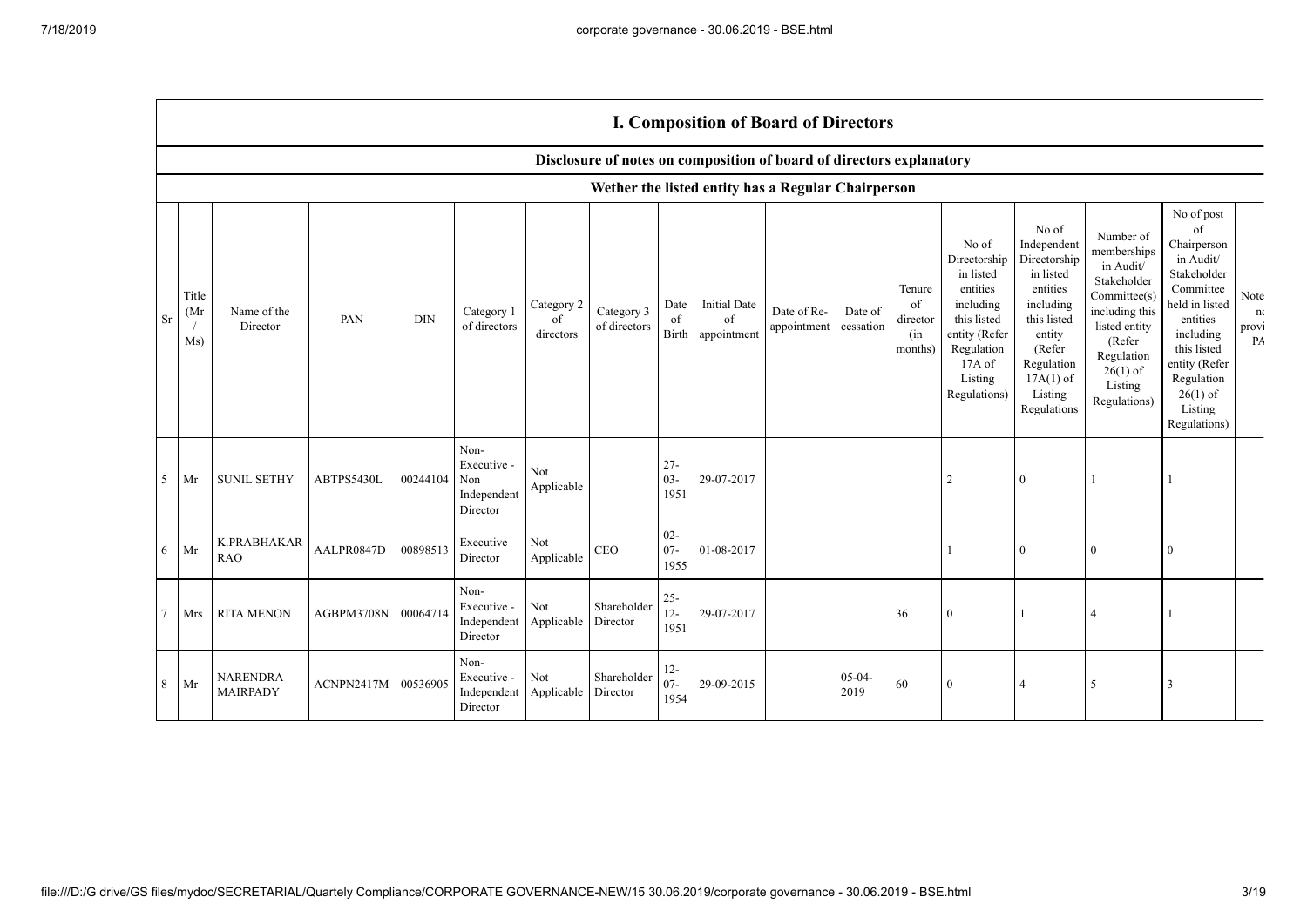## I. Composition of Board of Directors

### Disclosure of notes on composition of board of directors explanatory

### Wether the listed entity has a Regular Chairperson

| Sr | Title (Mr / Ms) | Name of the Director | PAN | DIN | Category 1 of directors | Category 2 of directors | Category 3 of directors | Date of Birth | Initial Date of appointment | Date of Re-appointment | Date of cessation | Tenure of director (in months) | No of Directorship in listed entities including this listed entity (Refer Regulation 17A of Listing Regulations) | No of Independent Directorship in listed entities including this listed entity (Refer Regulation 17A(1) of Listing Regulations | Number of memberships in Audit/ Stakeholder Committee(s) including this listed entity (Refer Regulation 26(1) of Listing Regulations) | No of post of Chairperson in Audit/ Stakeholder Committee held in listed entities including this listed entity (Refer Regulation 26(1) of Listing Regulations) | Note no provi PA |
|---|---|---|---|---|---|---|---|---|---|---|---|---|---|---|---|---|---|
| 5 | Mr | SUNIL SETHY | ABTPS5430L | 00244104 | Non-Executive - Non Independent Director | Not Applicable | | 27-03-1951 | 29-07-2017 | | | | 2 | 0 | 1 | 1 | |
| 6 | Mr | K.PRABHAKAR RAO | AALPR0847D | 00898513 | Executive Director | Not Applicable | CEO | 02-07-1955 | 01-08-2017 | | | | 1 | 0 | 0 | 0 | |
| 7 | Mrs | RITA MENON | AGBPM3708N | 00064714 | Non-Executive - Independent Director | Not Applicable | Shareholder Director | 25-12-1951 | 29-07-2017 | | | 36 | 0 | 1 | 4 | 1 | |
| 8 | Mr | NARENDRA MAIRPADY | ACNPN2417M | 00536905 | Non-Executive - Independent Director | Not Applicable | Shareholder Director | 12-07-1954 | 29-09-2015 | | 05-04-2019 | 60 | 0 | 4 | 5 | 3 | |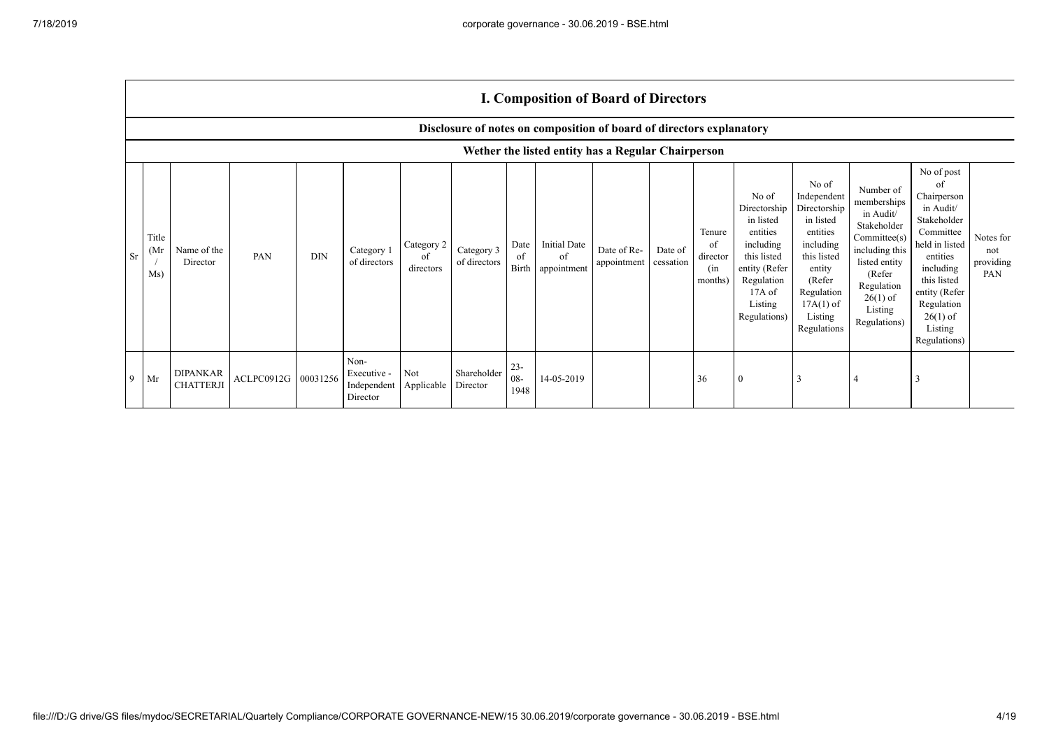## I. Composition of Board of Directors

### Disclosure of notes on composition of board of directors explanatory

### Wether the listed entity has a Regular Chairperson

| Sr | Title (Mr / Ms) | Name of the Director | PAN | DIN | Category 1 of directors | Category 2 of directors | Category 3 of directors | Date of Birth | Initial Date of appointment | Date of Re-appointment | Date of cessation | Tenure of director (in months) | No of Directorship in listed entities including this listed entity (Refer Regulation 17A of Listing Regulations) | No of Independent Directorship in listed entities including this listed entity (Refer Regulation 17A(1) of Listing Regulations | Number of memberships in Audit/ Stakeholder Committee(s) including this listed entity (Refer Regulation 26(1) of Listing Regulations) | No of post of Chairperson in Audit/ Stakeholder Committee held in listed entities including this listed entity (Refer Regulation 26(1) of Listing Regulations) | Notes for not providing PAN |
|---|---|---|---|---|---|---|---|---|---|---|---|---|---|---|---|---|---|
| 9 | Mr | DIPANKAR CHATTERJI | ACLPC0912G | 00031256 | Non-Executive - Independent Director | Not Applicable | Shareholder Director | 23-08-1948 | 14-05-2019 | | | 36 | 0 | 3 | 4 | 3 | |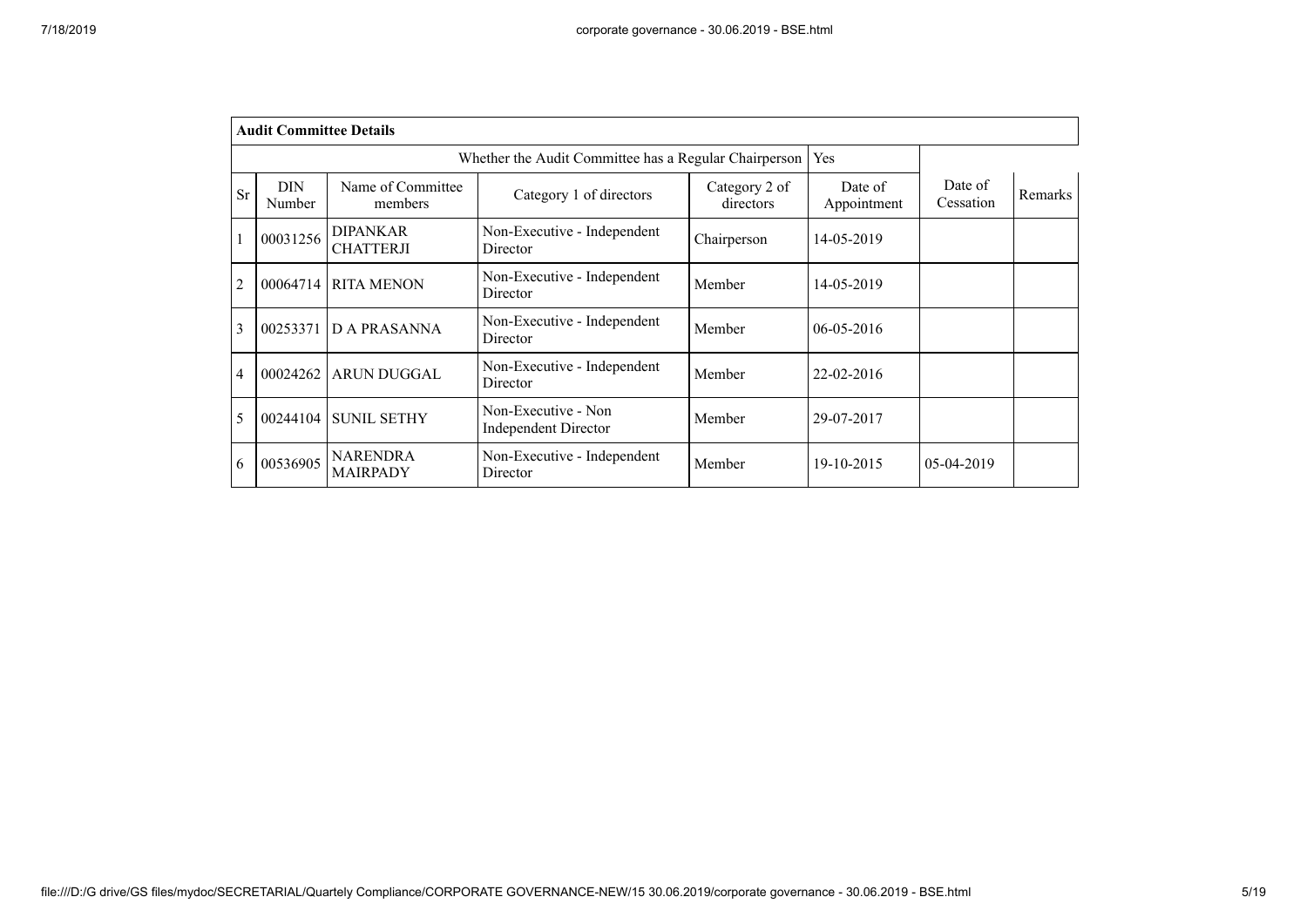**Audit Committee Details**

| | | | Whether the Audit Committee has a Regular Chairperson | | Yes | | |
|---|---|---|---|---|---|---|---|
| Sr | DIN Number | Name of Committee members | Category 1 of directors | Category 2 of directors | Date of Appointment | Date of Cessation | Remarks |
| 1 | 00031256 | DIPANKAR CHATTERJI | Non-Executive - Independent Director | Chairperson | 14-05-2019 | | |
| 2 | 00064714 | RITA MENON | Non-Executive - Independent Director | Member | 14-05-2019 | | |
| 3 | 00253371 | D A PRASANNA | Non-Executive - Independent Director | Member | 06-05-2016 | | |
| 4 | 00024262 | ARUN DUGGAL | Non-Executive - Independent Director | Member | 22-02-2016 | | |
| 5 | 00244104 | SUNIL SETHY | Non-Executive - Non Independent Director | Member | 29-07-2017 | | |
| 6 | 00536905 | NARENDRA MAIRPADY | Non-Executive - Independent Director | Member | 19-10-2015 | 05-04-2019 | |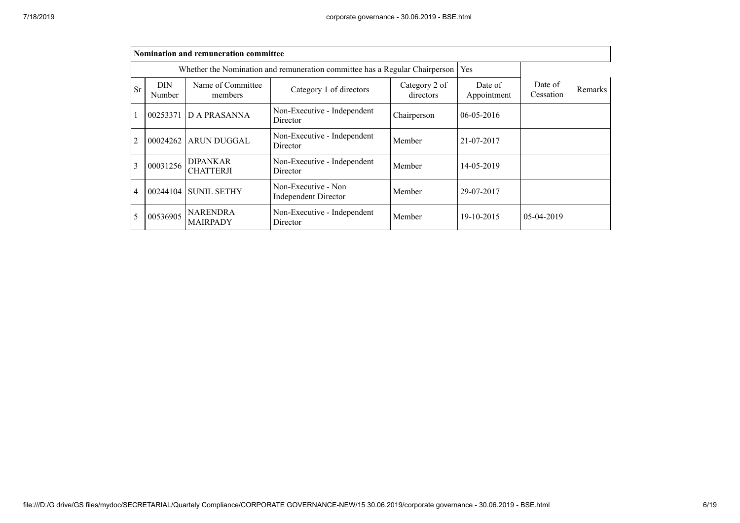| Nomination and remuneration committee | | | | | | | |
|---|---|---|---|---|---|---|---|
| Whether the Nomination and remuneration committee has a Regular Chairperson | | | | | Yes | | |
| Sr | DIN Number | Name of Committee members | Category 1 of directors | Category 2 of directors | Date of Appointment | Date of Cessation | Remarks |
| 1 | 00253371 | D A PRASANNA | Non-Executive - Independent Director | Chairperson | 06-05-2016 | | |
| 2 | 00024262 | ARUN DUGGAL | Non-Executive - Independent Director | Member | 21-07-2017 | | |
| 3 | 00031256 | DIPANKAR CHATTERJI | Non-Executive - Independent Director | Member | 14-05-2019 | | |
| 4 | 00244104 | SUNIL SETHY | Non-Executive - Non Independent Director | Member | 29-07-2017 | | |
| 5 | 00536905 | NARENDRA MAIRPADY | Non-Executive - Independent Director | Member | 19-10-2015 | 05-04-2019 | |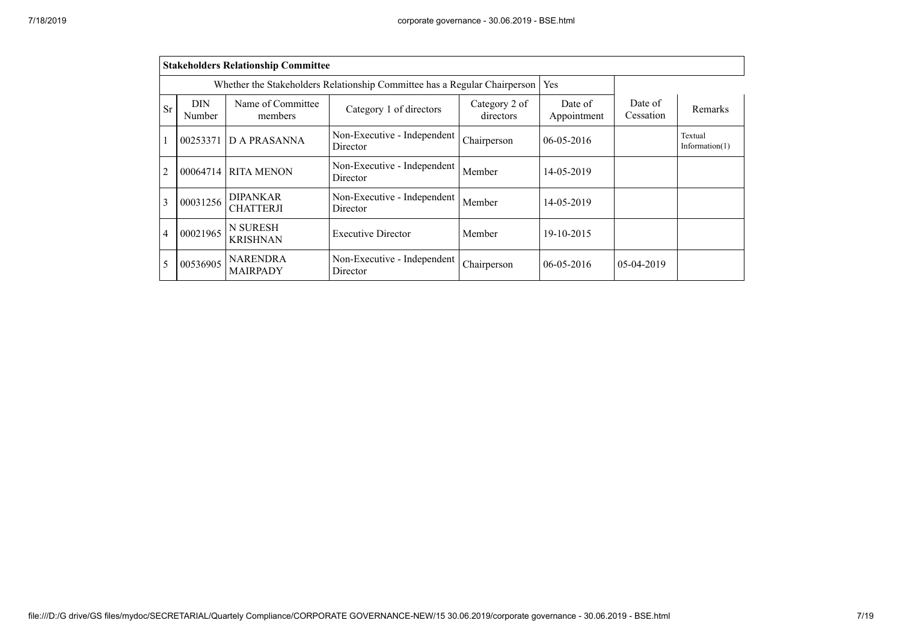| **Stakeholders Relationship Committee** | | | | | | | |
|---|---|---|---|---|---|---|---|
| Whether the Stakeholders Relationship Committee has a Regular Chairperson | | | | | Yes | | |
| Sr | DIN Number | Name of Committee members | Category 1 of directors | Category 2 of directors | Date of Appointment | Date of Cessation | Remarks |
| 1 | 00253371 | D A PRASANNA | Non-Executive - Independent Director | Chairperson | 06-05-2016 | | Textual Information(1) |
| 2 | 00064714 | RITA MENON | Non-Executive - Independent Director | Member | 14-05-2019 | | |
| 3 | 00031256 | DIPANKAR CHATTERJI | Non-Executive - Independent Director | Member | 14-05-2019 | | |
| 4 | 00021965 | N SURESH KRISHNAN | Executive Director | Member | 19-10-2015 | | |
| 5 | 00536905 | NARENDRA MAIRPADY | Non-Executive - Independent Director | Chairperson | 06-05-2016 | 05-04-2019 | |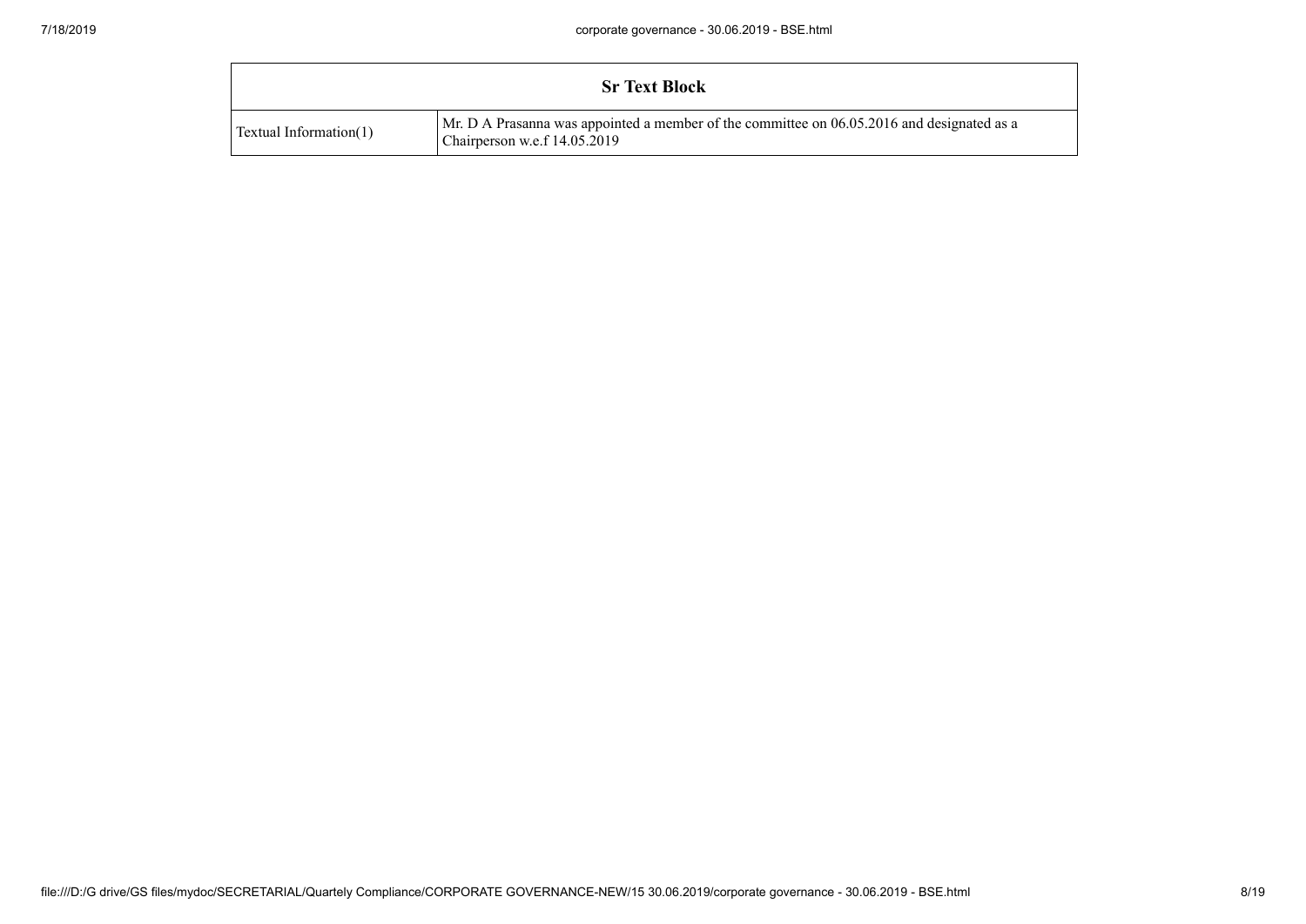| Sr Text Block | |
|---|---|
| Textual Information(1) | Mr. D A Prasanna was appointed a member of the committee on 06.05.2016 and designated as a Chairperson w.e.f 14.05.2019 |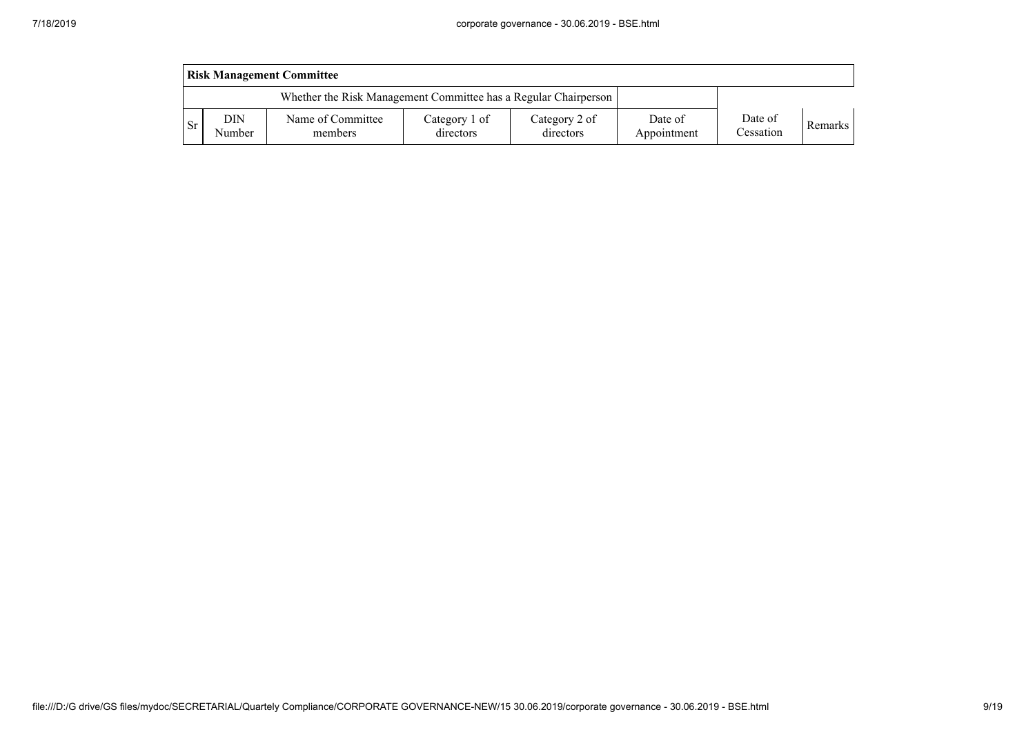| Risk Management Committee | | | | | | | |
|---|---|---|---|---|---|---|---|
| Whether the Risk Management Committee has a Regular Chairperson | | | | | | | |
| Sr | DIN Number | Name of Committee members | Category 1 of directors | Category 2 of directors | Date of Appointment | Date of Cessation | Remarks |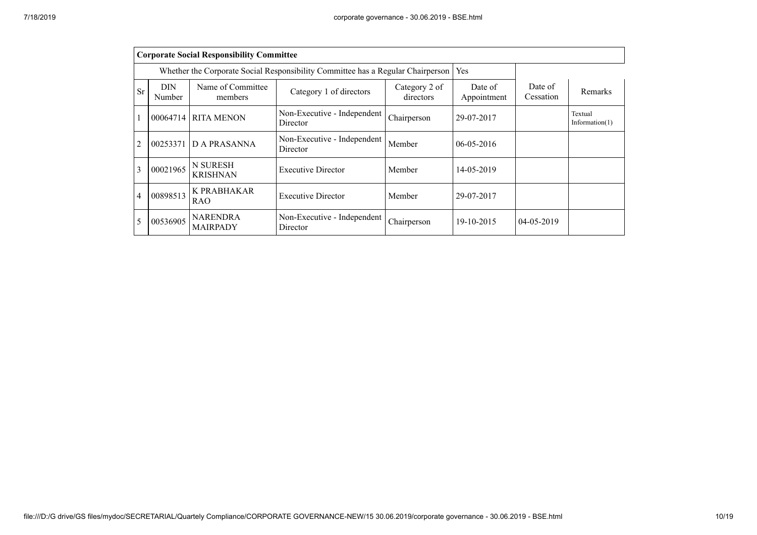| Corporate Social Responsibility Committee | | | | | | | |
|---|---|---|---|---|---|---|---|
| Whether the Corporate Social Responsibility Committee has a Regular Chairperson | | | | | Yes | | |
| Sr | DIN Number | Name of Committee members | Category 1 of directors | Category 2 of directors | Date of Appointment | Date of Cessation | Remarks |
| 1 | 00064714 | RITA MENON | Non-Executive - Independent Director | Chairperson | 29-07-2017 | | Textual Information(1) |
| 2 | 00253371 | D A PRASANNA | Non-Executive - Independent Director | Member | 06-05-2016 | | |
| 3 | 00021965 | N SURESH KRISHNAN | Executive Director | Member | 14-05-2019 | | |
| 4 | 00898513 | K PRABHAKAR RAO | Executive Director | Member | 29-07-2017 | | |
| 5 | 00536905 | NARENDRA MAIRPADY | Non-Executive - Independent Director | Chairperson | 19-10-2015 | 04-05-2019 | |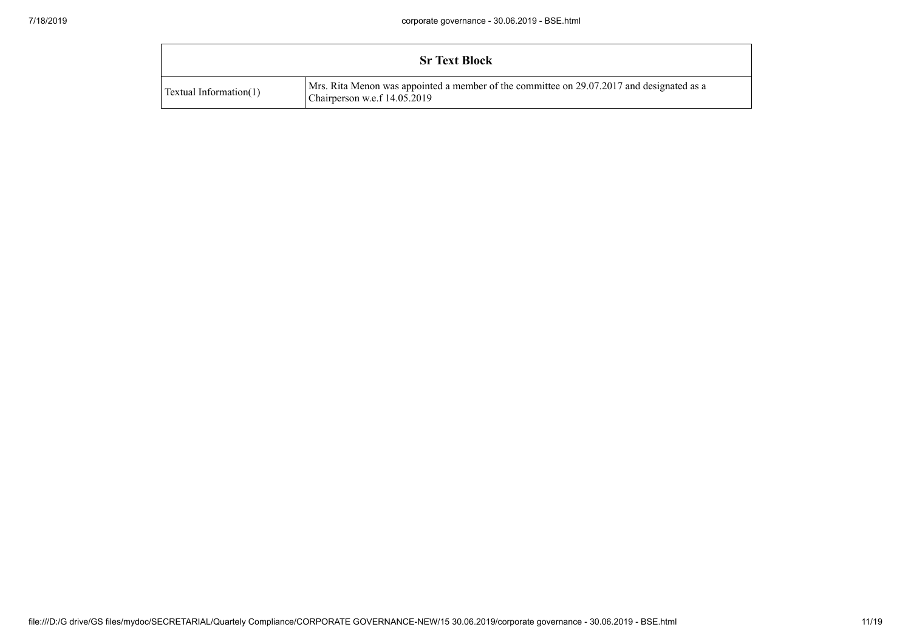| Sr Text Block | |
|---|---|
| Textual Information(1) | Mrs. Rita Menon was appointed a member of the committee on 29.07.2017 and designated as a Chairperson w.e.f 14.05.2019 |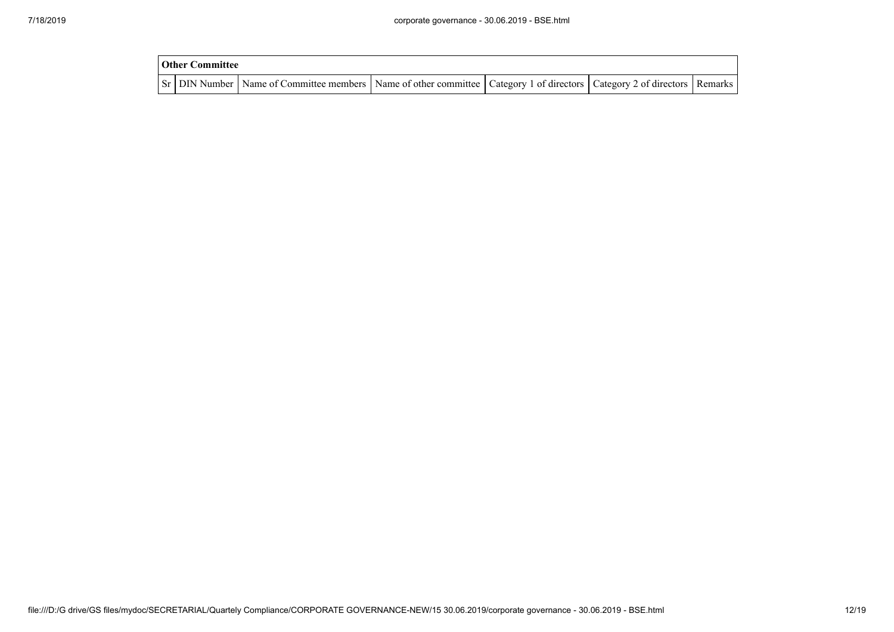**Other Committee**

| Sr | DIN Number | Name of Committee members | Name of other committee | Category 1 of directors | Category 2 of directors | Remarks |
|---|---|---|---|---|---|---|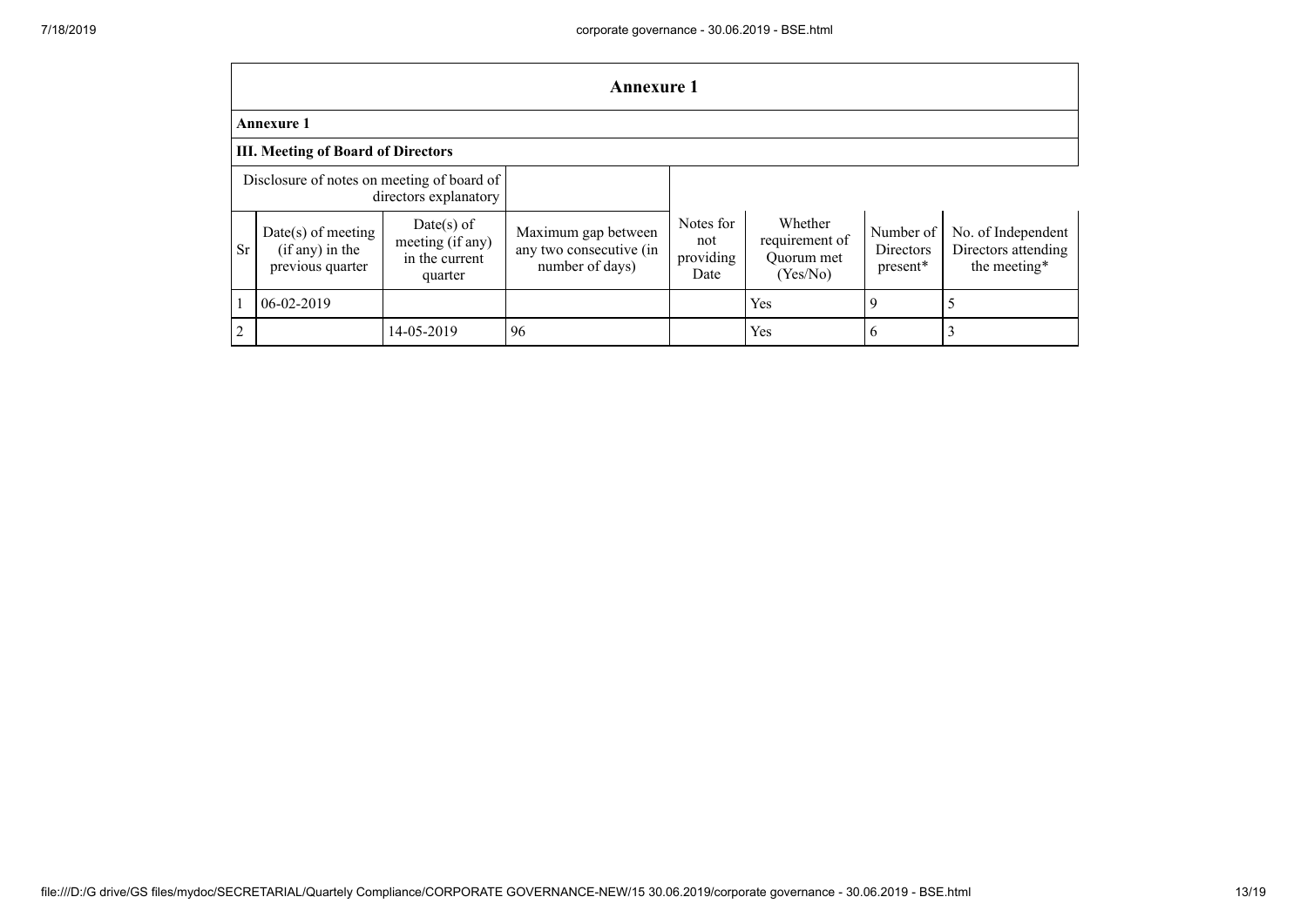## Annexure 1

**Annexure 1**

**III. Meeting of Board of Directors**

| Disclosure of notes on meeting of board of directors explanatory | | | | | | | |
|---|---|---|---|---|---|---|---|
| Sr | Date(s) of meeting (if any) in the previous quarter | Date(s) of meeting (if any) in the current quarter | Maximum gap between any two consecutive (in number of days) | Notes for not providing Date | Whether requirement of Quorum met (Yes/No) | Number of Directors present* | No. of Independent Directors attending the meeting* |
| 1 | 06-02-2019 | | | | Yes | 9 | 5 |
| 2 | | 14-05-2019 | 96 | | Yes | 6 | 3 |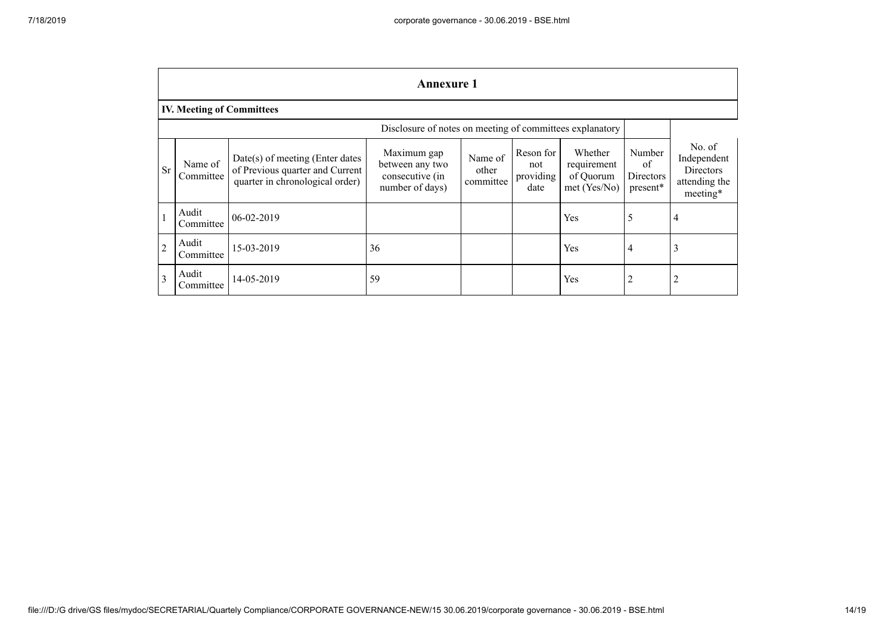## Annexure 1

### IV. Meeting of Committees

| | | | Disclosure of notes on meeting of committees explanatory | | | | | |
|---|---|---|---|---|---|---|---|---|
| Sr | Name of Committee | Date(s) of meeting (Enter dates of Previous quarter and Current quarter in chronological order) | Maximum gap between any two consecutive (in number of days) | Name of other committee | Reson for not providing date | Whether requirement of Quorum met (Yes/No) | Number of Directors present* | No. of Independent Directors attending the meeting* |
| 1 | Audit Committee | 06-02-2019 | | | | Yes | 5 | 4 |
| 2 | Audit Committee | 15-03-2019 | 36 | | | Yes | 4 | 3 |
| 3 | Audit Committee | 14-05-2019 | 59 | | | Yes | 2 | 2 |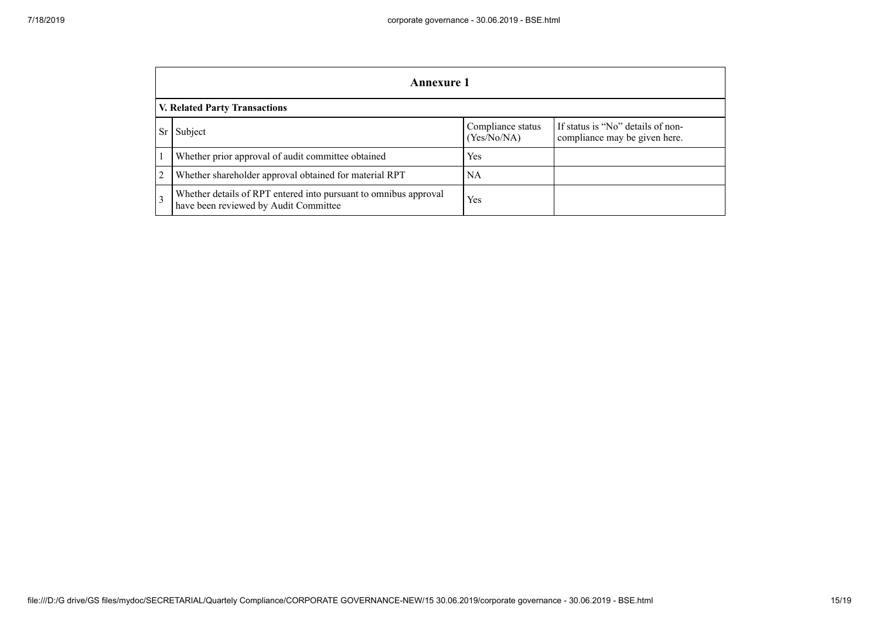## Annexure 1

### V. Related Party Transactions

| Sr | Subject | Compliance status (Yes/No/NA) | If status is "No" details of non-compliance may be given here. |
|---|---|---|---|
| 1 | Whether prior approval of audit committee obtained | Yes | |
| 2 | Whether shareholder approval obtained for material RPT | NA | |
| 3 | Whether details of RPT entered into pursuant to omnibus approval have been reviewed by Audit Committee | Yes | |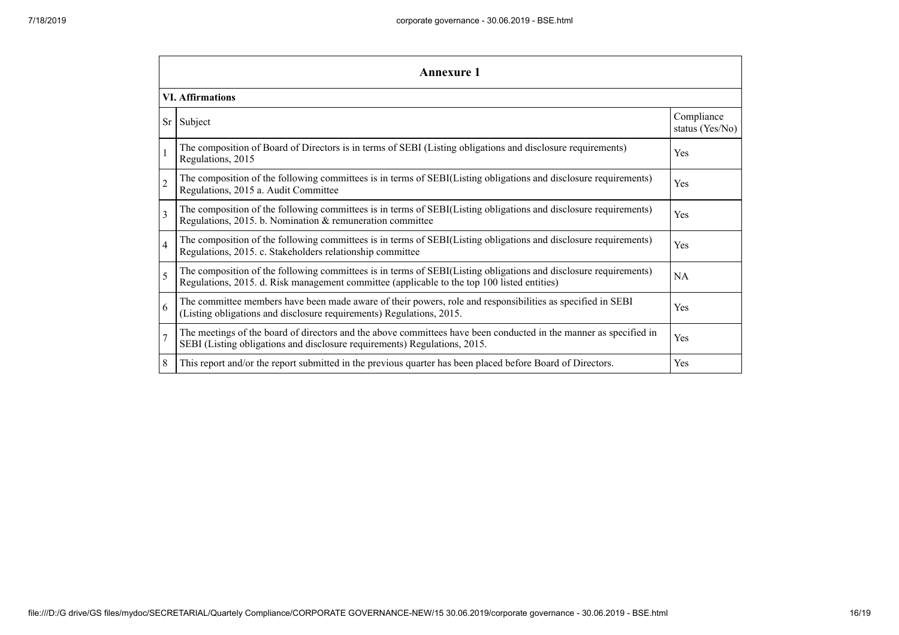## Annexure 1

### VI. Affirmations

| Sr | Subject | Compliance status (Yes/No) |
|---|---|---|
| 1 | The composition of Board of Directors is in terms of SEBI (Listing obligations and disclosure requirements) Regulations, 2015 | Yes |
| 2 | The composition of the following committees is in terms of SEBI(Listing obligations and disclosure requirements) Regulations, 2015 a. Audit Committee | Yes |
| 3 | The composition of the following committees is in terms of SEBI(Listing obligations and disclosure requirements) Regulations, 2015. b. Nomination & remuneration committee | Yes |
| 4 | The composition of the following committees is in terms of SEBI(Listing obligations and disclosure requirements) Regulations, 2015. c. Stakeholders relationship committee | Yes |
| 5 | The composition of the following committees is in terms of SEBI(Listing obligations and disclosure requirements) Regulations, 2015. d. Risk management committee (applicable to the top 100 listed entities) | NA |
| 6 | The committee members have been made aware of their powers, role and responsibilities as specified in SEBI (Listing obligations and disclosure requirements) Regulations, 2015. | Yes |
| 7 | The meetings of the board of directors and the above committees have been conducted in the manner as specified in SEBI (Listing obligations and disclosure requirements) Regulations, 2015. | Yes |
| 8 | This report and/or the report submitted in the previous quarter has been placed before Board of Directors. | Yes |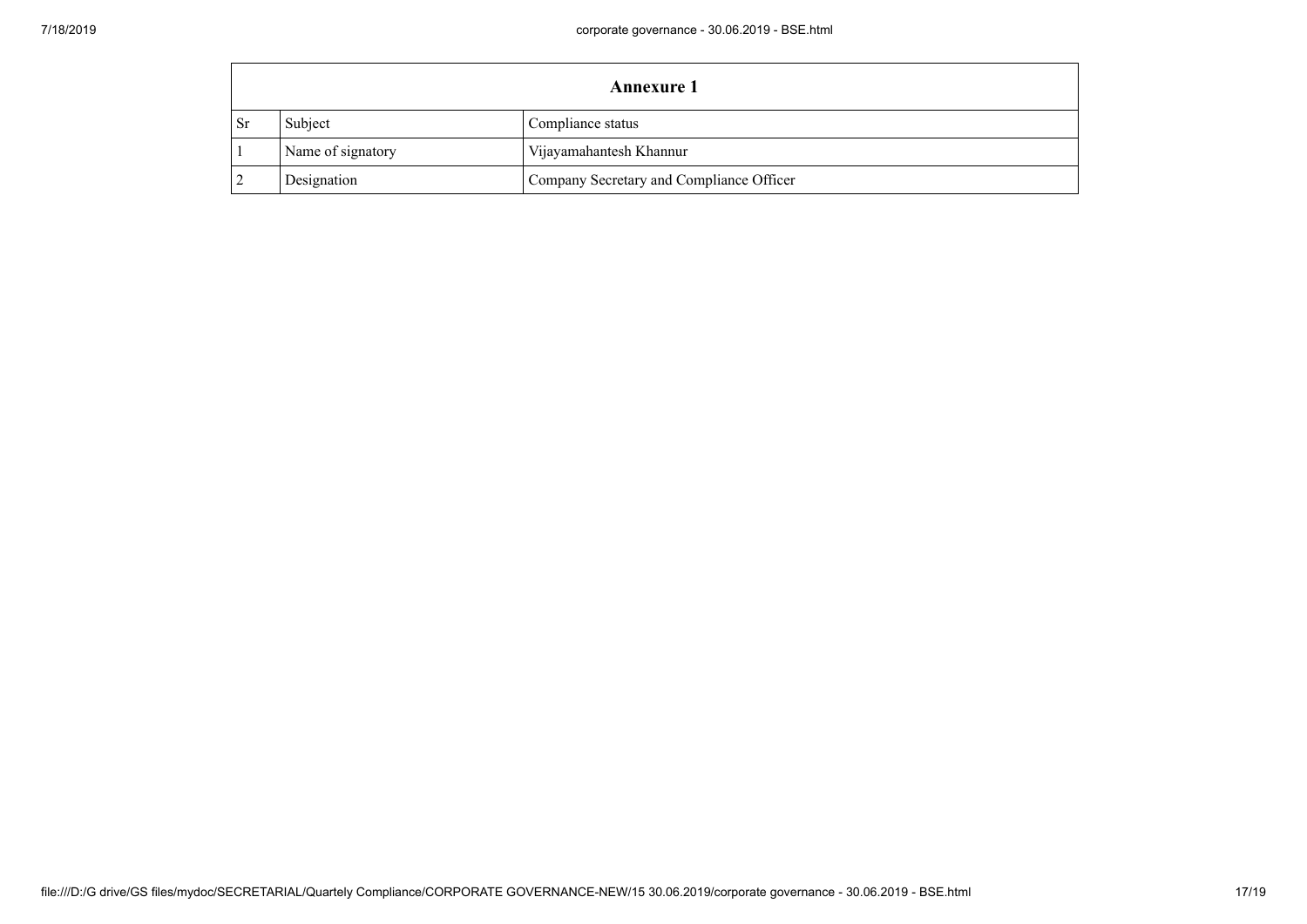| Annexure 1 | | |
|---|---|---|
| Sr | Subject | Compliance status |
| 1 | Name of signatory | Vijayamahantesh Khannur |
| 2 | Designation | Company Secretary and Compliance Officer |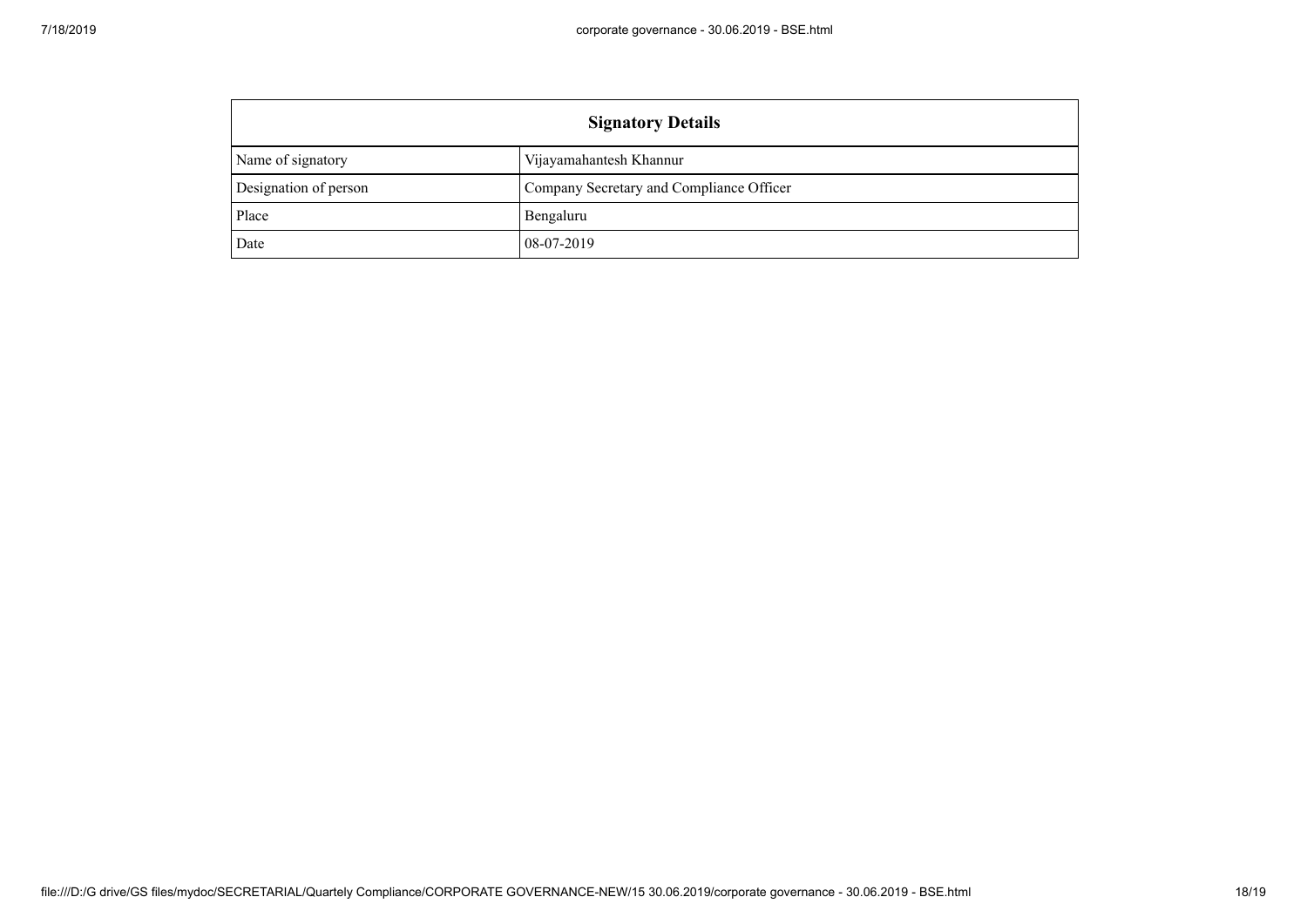| Signatory Details | |
|---|---|
| Name of signatory | Vijayamahantesh Khannur |
| Designation of person | Company Secretary and Compliance Officer |
| Place | Bengaluru |
| Date | 08-07-2019 |